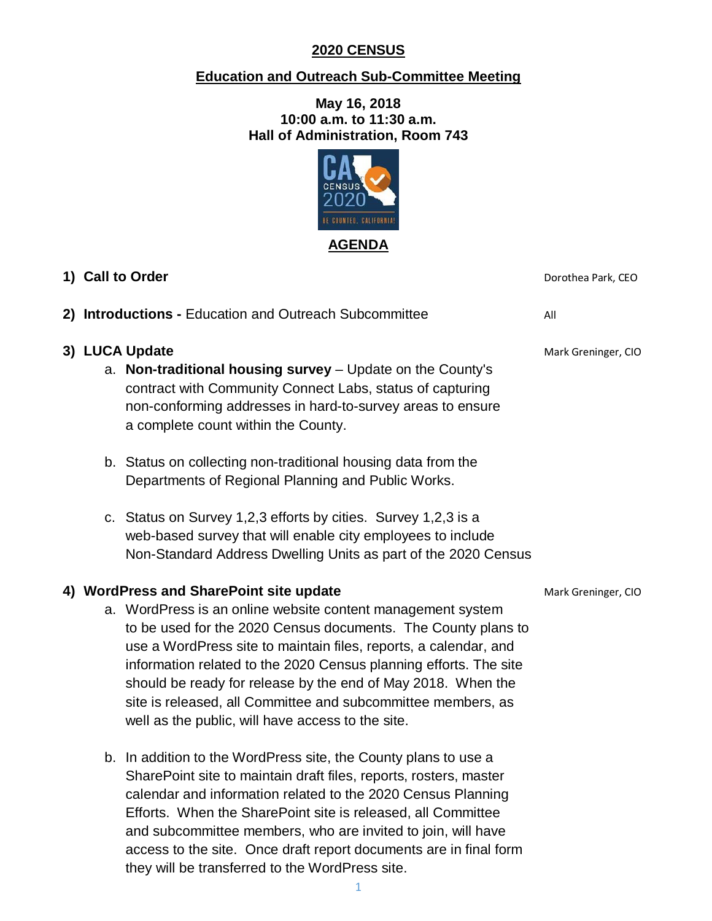# 2020 CENSUS

## Education and Outreach Sub-Committee Meeting

**May 16, 2018**
**10:00 a.m. to 11:30 a.m.**
**Hall of Administration, Room 743**

## AGENDA

1) **Call to Order** — Dorothea Park, CEO

2) **Introductions -** Education and Outreach Subcommittee — All

3) **LUCA Update** — Mark Greninger, CIO

   a. **Non-traditional housing survey** – Update on the County's contract with Community Connect Labs, status of capturing non-conforming addresses in hard-to-survey areas to ensure a complete count within the County.

   b. Status on collecting non-traditional housing data from the Departments of Regional Planning and Public Works.

   c. Status on Survey 1,2,3 efforts by cities. Survey 1,2,3 is a web-based survey that will enable city employees to include Non-Standard Address Dwelling Units as part of the 2020 Census

4) **WordPress and SharePoint site update** — Mark Greninger, CIO

   a. WordPress is an online website content management system to be used for the 2020 Census documents. The County plans to use a WordPress site to maintain files, reports, a calendar, and information related to the 2020 Census planning efforts. The site should be ready for release by the end of May 2018. When the site is released, all Committee and subcommittee members, as well as the public, will have access to the site.

   b. In addition to the WordPress site, the County plans to use a SharePoint site to maintain draft files, reports, rosters, master calendar and information related to the 2020 Census Planning Efforts. When the SharePoint site is released, all Committee and subcommittee members, who are invited to join, will have access to the site. Once draft report documents are in final form they will be transferred to the WordPress site.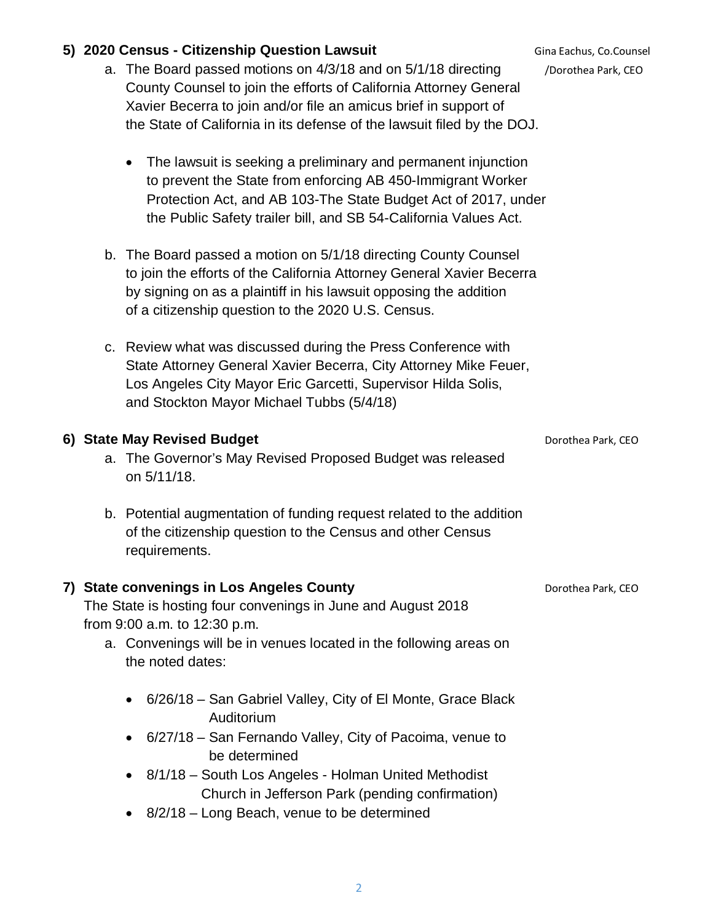**5) 2020 Census - Citizenship Question Lawsuit** Gina Eachus, Co.Counsel /Dorothea Park, CEO

a. The Board passed motions on 4/3/18 and on 5/1/18 directing County Counsel to join the efforts of California Attorney General Xavier Becerra to join and/or file an amicus brief in support of the State of California in its defense of the lawsuit filed by the DOJ.

- The lawsuit is seeking a preliminary and permanent injunction to prevent the State from enforcing AB 450-Immigrant Worker Protection Act, and AB 103-The State Budget Act of 2017, under the Public Safety trailer bill, and SB 54-California Values Act.

b. The Board passed a motion on 5/1/18 directing County Counsel to join the efforts of the California Attorney General Xavier Becerra by signing on as a plaintiff in his lawsuit opposing the addition of a citizenship question to the 2020 U.S. Census.

c. Review what was discussed during the Press Conference with State Attorney General Xavier Becerra, City Attorney Mike Feuer, Los Angeles City Mayor Eric Garcetti, Supervisor Hilda Solis, and Stockton Mayor Michael Tubbs (5/4/18)

**6) State May Revised Budget** Dorothea Park, CEO

a. The Governor's May Revised Proposed Budget was released on 5/11/18.

b. Potential augmentation of funding request related to the addition of the citizenship question to the Census and other Census requirements.

**7) State convenings in Los Angeles County** Dorothea Park, CEO

The State is hosting four convenings in June and August 2018 from 9:00 a.m. to 12:30 p.m.

a. Convenings will be in venues located in the following areas on the noted dates:

- 6/26/18 – San Gabriel Valley, City of El Monte, Grace Black Auditorium
- 6/27/18 – San Fernando Valley, City of Pacoima, venue to be determined
- 8/1/18 – South Los Angeles - Holman United Methodist Church in Jefferson Park (pending confirmation)
- 8/2/18 – Long Beach, venue to be determined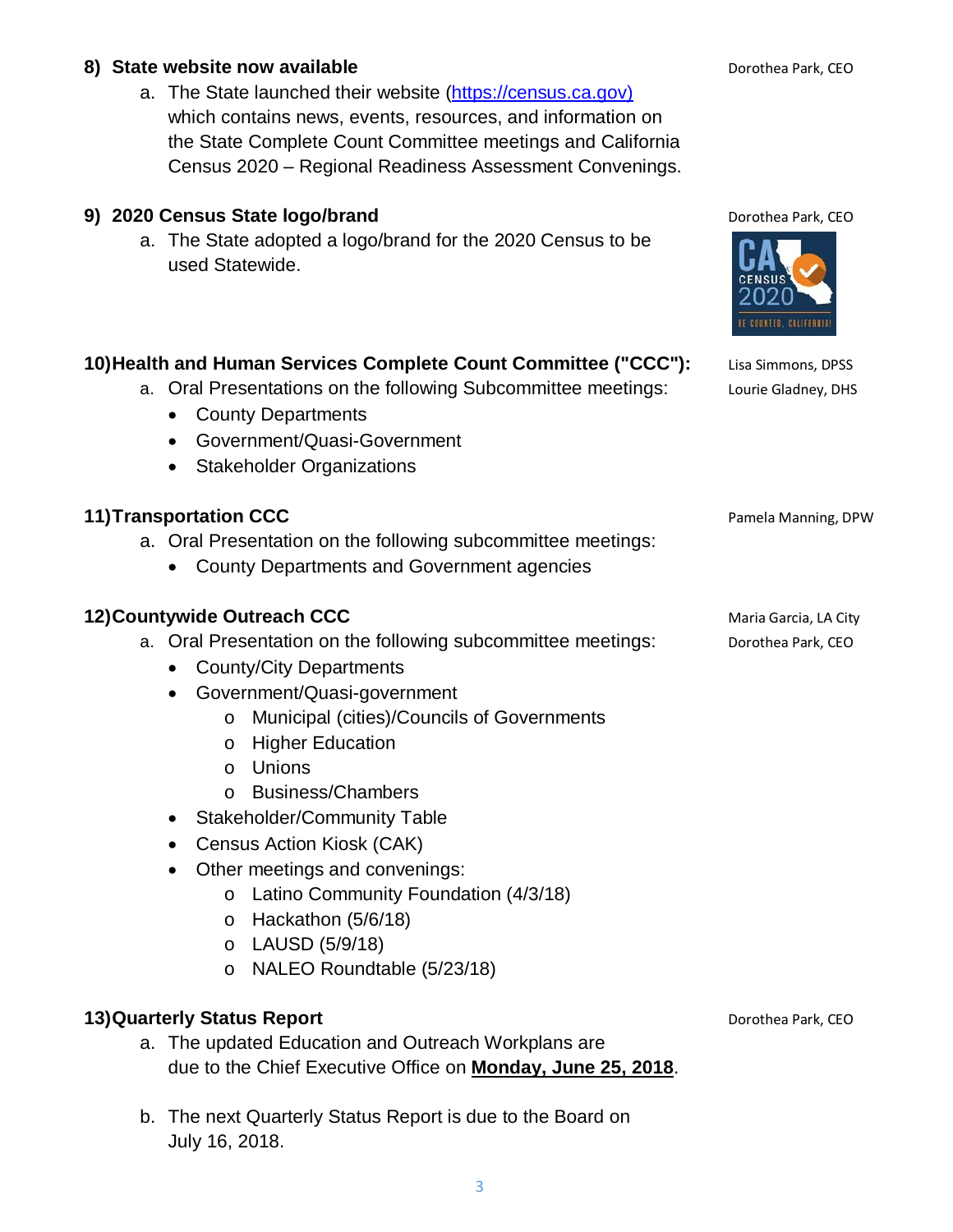**8) State website now available** — Dorothea Park, CEO

a. The State launched their website (https://census.ca.gov) which contains news, events, resources, and information on the State Complete Count Committee meetings and California Census 2020 – Regional Readiness Assessment Convenings.

**9) 2020 Census State logo/brand** — Dorothea Park, CEO

a. The State adopted a logo/brand for the 2020 Census to be used Statewide.

**10) Health and Human Services Complete Count Committee ("CCC"):** — Lisa Simmons, DPSS; Lourie Gladney, DHS

a. Oral Presentations on the following Subcommittee meetings:
- County Departments
- Government/Quasi-Government
- Stakeholder Organizations

**11) Transportation CCC** — Pamela Manning, DPW

a. Oral Presentation on the following subcommittee meetings:
- County Departments and Government agencies

**12) Countywide Outreach CCC** — Maria Garcia, LA City; Dorothea Park, CEO

a. Oral Presentation on the following subcommittee meetings:
- County/City Departments
- Government/Quasi-government
  - Municipal (cities)/Councils of Governments
  - Higher Education
  - Unions
  - Business/Chambers
- Stakeholder/Community Table
- Census Action Kiosk (CAK)
- Other meetings and convenings:
  - Latino Community Foundation (4/3/18)
  - Hackathon (5/6/18)
  - LAUSD (5/9/18)
  - NALEO Roundtable (5/23/18)

**13) Quarterly Status Report** — Dorothea Park, CEO

a. The updated Education and Outreach Workplans are due to the Chief Executive Office on **Monday, June 25, 2018**.

b. The next Quarterly Status Report is due to the Board on July 16, 2018.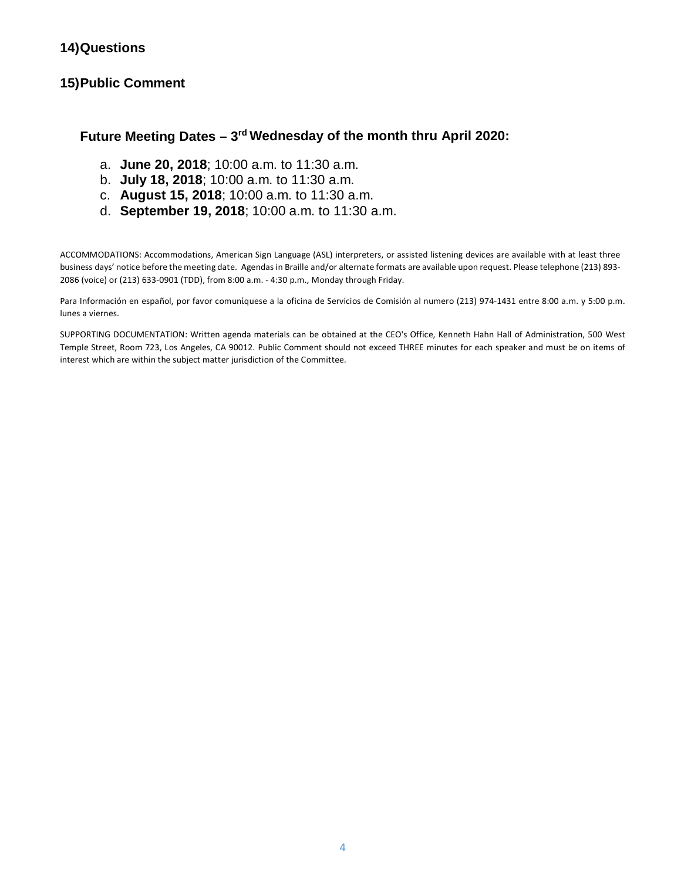### 14) Questions

### 15) Public Comment

### Future Meeting Dates – 3rd Wednesday of the month thru April 2020:

a. **June 20, 2018**; 10:00 a.m. to 11:30 a.m.
b. **July 18, 2018**; 10:00 a.m. to 11:30 a.m.
c. **August 15, 2018**; 10:00 a.m. to 11:30 a.m.
d. **September 19, 2018**; 10:00 a.m. to 11:30 a.m.

ACCOMMODATIONS: Accommodations, American Sign Language (ASL) interpreters, or assisted listening devices are available with at least three business days' notice before the meeting date. Agendas in Braille and/or alternate formats are available upon request. Please telephone (213) 893-2086 (voice) or (213) 633-0901 (TDD), from 8:00 a.m. - 4:30 p.m., Monday through Friday.

Para Información en español, por favor comuníquese a la oficina de Servicios de Comisión al numero (213) 974-1431 entre 8:00 a.m. y 5:00 p.m. lunes a viernes.

SUPPORTING DOCUMENTATION: Written agenda materials can be obtained at the CEO's Office, Kenneth Hahn Hall of Administration, 500 West Temple Street, Room 723, Los Angeles, CA 90012. Public Comment should not exceed THREE minutes for each speaker and must be on items of interest which are within the subject matter jurisdiction of the Committee.